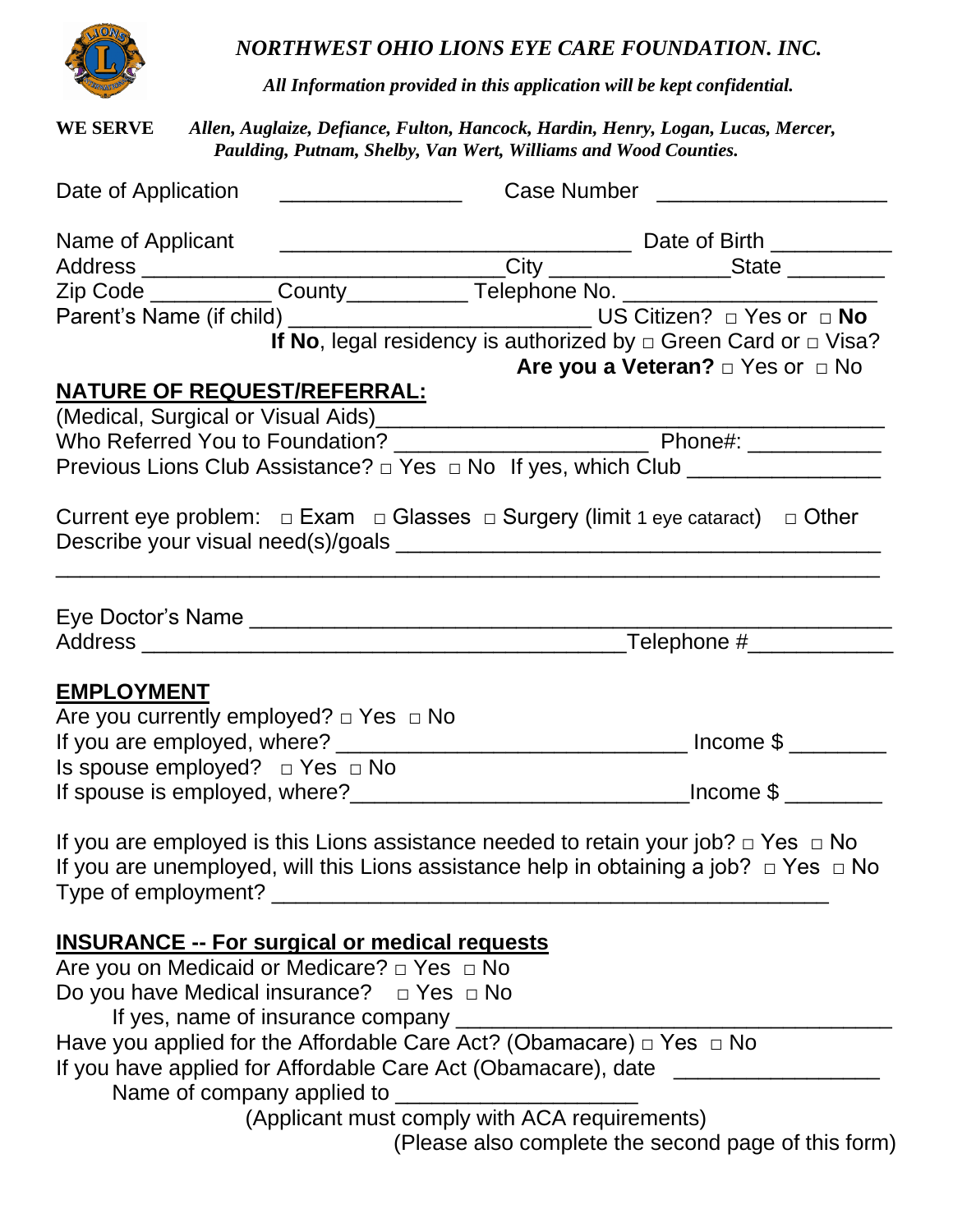*NORTHWEST OHIO LIONS EYE CARE FOUNDATION. INC.*

***All Information provided in this application will be kept confidential.***

**WE SERVE** ***Allen, Auglaize, Defiance, Fulton, Hancock, Hardin, Henry, Logan, Lucas, Mercer, Paulding, Putnam, Shelby, Van Wert, Williams and Wood Counties.***

Date of Application _______________ Case Number __________________

Name of Applicant ____________________________ Date of Birth __________
Address _____________________________City ______________State ________
Zip Code __________ County__________ Telephone No. ____________________
Parent's Name (if child) ________________________ US Citizen? □ Yes or □ **No**
**If No**, legal residency is authorized by □ Green Card or □ Visa?
**Are you a Veteran?** □ Yes or □ No

**NATURE OF REQUEST/REFERRAL:**

(Medical, Surgical or Visual Aids)_________________________________________
Who Referred You to Foundation? ____________________ Phone#: ___________
Previous Lions Club Assistance? □ Yes □ No If yes, which Club _______________

Current eye problem: □ Exam □ Glasses □ Surgery (limit 1 eye cataract) □ Other
Describe your visual need(s)/goals _____________________________________
_____________________________________________________________

Eye Doctor's Name ____________________________________________________
Address ______________________________________Telephone #___________

**EMPLOYMENT**

Are you currently employed? □ Yes □ No
If you are employed, where? ____________________________ Income $ ________
Is spouse employed? □ Yes □ No
If spouse is employed, where?___________________________Income $ ________

If you are employed is this Lions assistance needed to retain your job? □ Yes □ No
If you are unemployed, will this Lions assistance help in obtaining a job? □ Yes □ No
Type of employment? _____________________________________________

**INSURANCE -- For surgical or medical requests**

Are you on Medicaid or Medicare? □ Yes □ No
Do you have Medical insurance? □ Yes □ No
If yes, name of insurance company ___________________________________
Have you applied for the Affordable Care Act? (Obamacare) □ Yes □ No
If you have applied for Affordable Care Act (Obamacare), date _________________
Name of company applied to ___________________
(Applicant must comply with ACA requirements)
(Please also complete the second page of this form)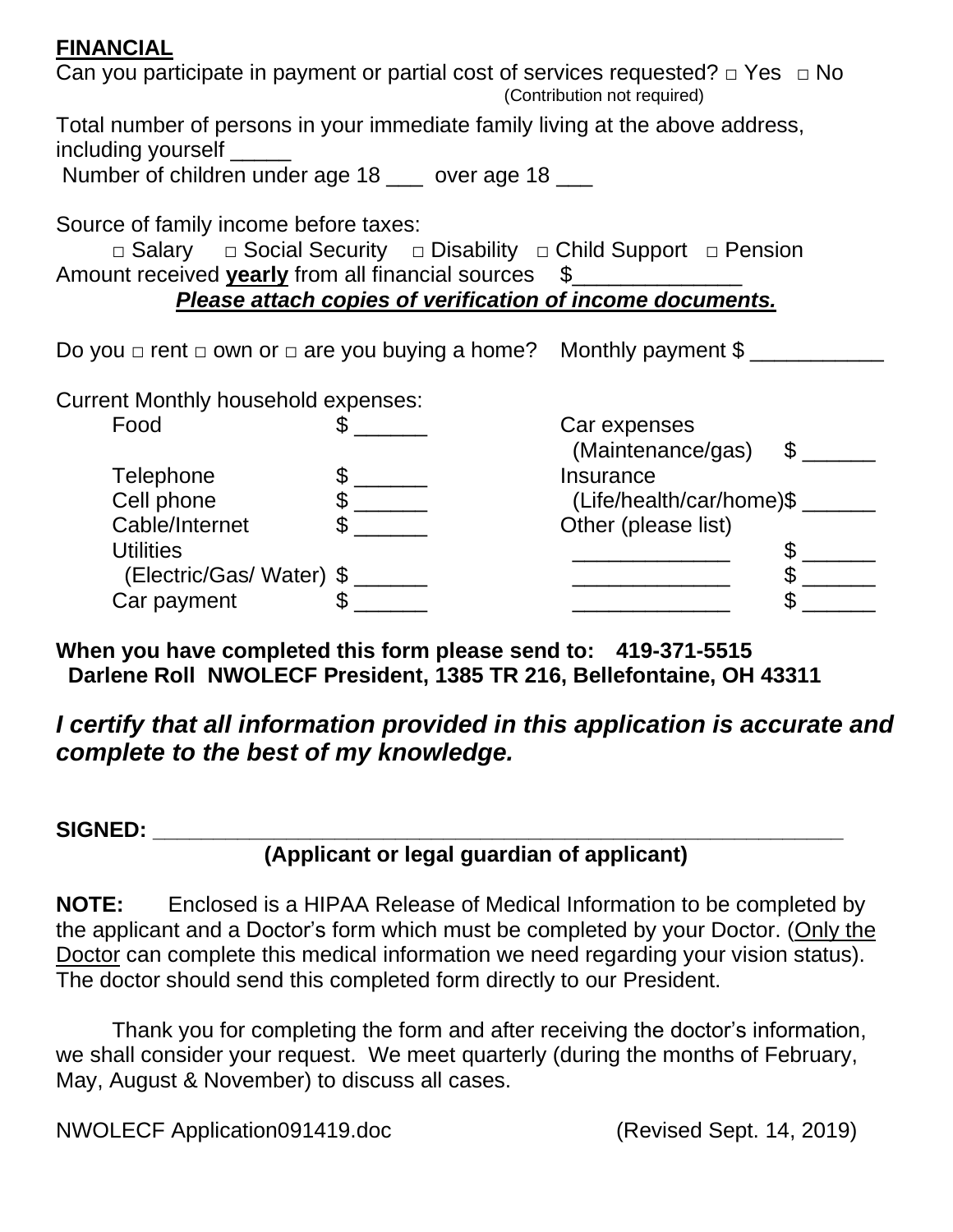**FINANCIAL**

Can you participate in payment or partial cost of services requested? □ Yes □ No
(Contribution not required)

Total number of persons in your immediate family living at the above address, including yourself _____

Number of children under age 18 ___ over age 18 ___

Source of family income before taxes:

□ Salary □ Social Security □ Disability □ Child Support □ Pension

Amount received **yearly** from all financial sources $_____________

***Please attach copies of verification of income documents.***

Do you □ rent □ own or □ are you buying a home? Monthly payment $ ___________

Current Monthly household expenses:

| | | | |
|---|---|---|---|
| Food | $ ______ | Car expenses (Maintenance/gas) | $ ______ |
| Telephone | $ ______ | Insurance (Life/health/car/home) | $ ______ |
| Cell phone | $ ______ | Other (please list) | |
| Cable/Internet | $ ______ | _____________ | $ ______ |
| Utilities (Electric/Gas/ Water) | $ ______ | _____________ | $ ______ |
| Car payment | $ ______ | _____________ | $ ______ |

**When you have completed this form please send to: 419-371-5515**
**Darlene Roll NWOLECF President, 1385 TR 216, Bellefontaine, OH 43311**

***I certify that all information provided in this application is accurate and complete to the best of my knowledge.***

**SIGNED:** _____________________________________________________
**(Applicant or legal guardian of applicant)**

**NOTE:** Enclosed is a HIPAA Release of Medical Information to be completed by the applicant and a Doctor's form which must be completed by your Doctor. (Only the Doctor can complete this medical information we need regarding your vision status). The doctor should send this completed form directly to our President.

Thank you for completing the form and after receiving the doctor's information, we shall consider your request. We meet quarterly (during the months of February, May, August & November) to discuss all cases.

NWOLECF Application091419.doc (Revised Sept. 14, 2019)